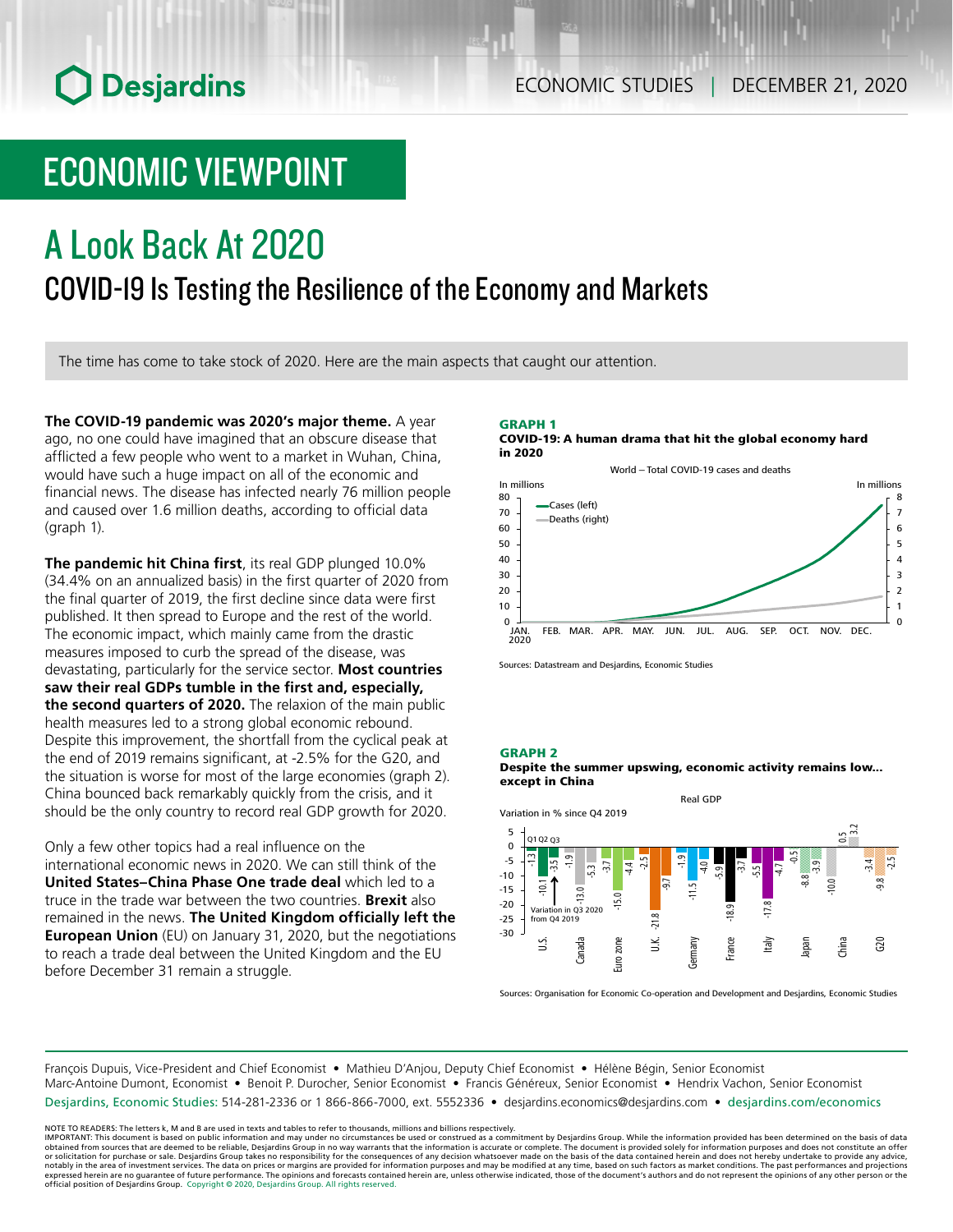# ECONOMIC VIEWPOINT

## A Look Back At 2020

### COVID-19 Is Testing the Resilience of the Economy and Markets

The time has come to take stock of 2020. Here are the main aspects that caught our attention.

**The COVID-19 pandemic was 2020's major theme.** A year ago, no one could have imagined that an obscure disease that afflicted a few people who went to a market in Wuhan, China, would have such a huge impact on all of the economic and financial news. The disease has infected nearly 76 million people and caused over 1.6 million deaths, according to official data (graph 1).

**The pandemic hit China first**, its real GDP plunged 10.0% (34.4% on an annualized basis) in the first quarter of 2020 from the final quarter of 2019, the first decline since data were first published. It then spread to Europe and the rest of the world. The economic impact, which mainly came from the drastic measures imposed to curb the spread of the disease, was devastating, particularly for the service sector. **Most countries saw their real GDPs tumble in the first and, especially, the second quarters of 2020.** The relaxion of the main public health measures led to a strong global economic rebound. Despite this improvement, the shortfall from the cyclical peak at the end of 2019 remains significant, at -2.5% for the G20, and the situation is worse for most of the large economies (graph 2). China bounced back remarkably quickly from the crisis, and it should be the only country to record real GDP growth for 2020.

Only a few other topics had a real influence on the international economic news in 2020. We can still think of the **United States–China Phase One trade deal** which led to a truce in the trade war between the two countries. **Brexit** also remained in the news. **The United Kingdom officially left the European Union** (EU) on January 31, 2020, but the negotiations to reach a trade deal between the United Kingdom and the EU before December 31 remain a struggle.

**GRAPH 1**
**COVID-19: A human drama that hit the global economy hard in 2020**

World – Total COVID-19 cases and deaths

Sources: Datastream and Desjardins, Economic Studies

**GRAPH 2**
**Despite the summer upswing, economic activity remains low… except in China**

Real GDP – Variation in % since Q4 2019

| | Q1 | Q2 | Q3 |
|---|---|---|---|
| U.S. | -1.3 | -10.1 | -3.5 |
| Canada | -1.9 | -13.0 | -5.3 |
| Euro zone | -3.7 | -15.0 | -4.4 |
| U.K. | -2.5 | -21.8 | -9.7 |
| Germany | -1.9 | -11.5 | -4.0 |
| France | -5.9 | -18.9 | -3.7 |
| Italy | -5.5 | -17.8 | -4.7 |
| Japan | -0.5 | -8.8 | -3.9 |
| China | -10.0 | 0.5 | 3.2 |
| G20 | -3.4 | -9.8 | -2.5 |

Sources: Organisation for Economic Co-operation and Development and Desjardins, Economic Studies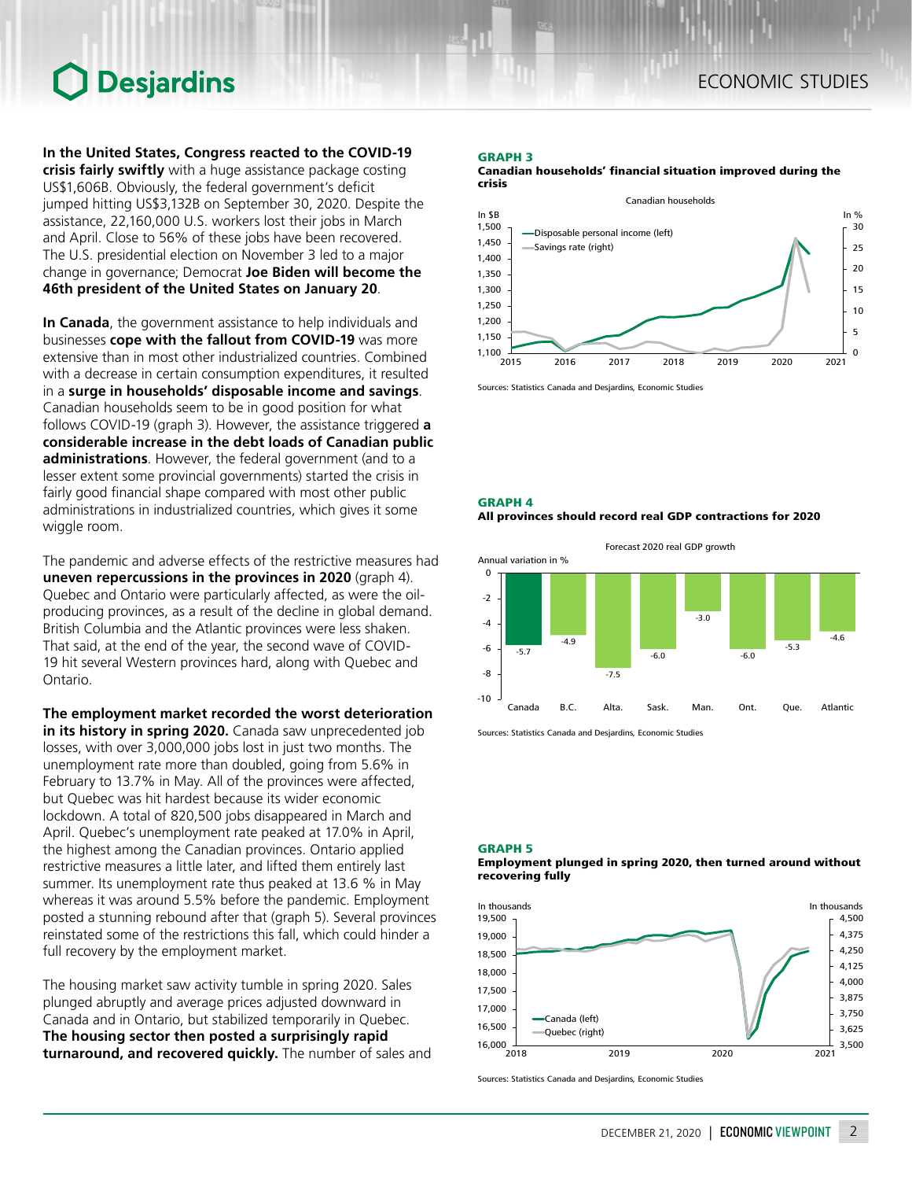**In the United States, Congress reacted to the COVID-19 crisis fairly swiftly** with a huge assistance package costing US$1,606B. Obviously, the federal government's deficit jumped hitting US$3,132B on September 30, 2020. Despite the assistance, 22,160,000 U.S. workers lost their jobs in March and April. Close to 56% of these jobs have been recovered. The U.S. presidential election on November 3 led to a major change in governance; Democrat **Joe Biden will become the 46th president of the United States on January 20**.

**In Canada**, the government assistance to help individuals and businesses **cope with the fallout from COVID-19** was more extensive than in most other industrialized countries. Combined with a decrease in certain consumption expenditures, it resulted in a **surge in households' disposable income and savings**. Canadian households seem to be in good position for what follows COVID-19 (graph 3). However, the assistance triggered **a considerable increase in the debt loads of Canadian public administrations**. However, the federal government (and to a lesser extent some provincial governments) started the crisis in fairly good financial shape compared with most other public administrations in industrialized countries, which gives it some wiggle room.

The pandemic and adverse effects of the restrictive measures had **uneven repercussions in the provinces in 2020** (graph 4). Quebec and Ontario were particularly affected, as were the oil-producing provinces, as a result of the decline in global demand. British Columbia and the Atlantic provinces were less shaken. That said, at the end of the year, the second wave of COVID-19 hit several Western provinces hard, along with Quebec and Ontario.

**The employment market recorded the worst deterioration in its history in spring 2020.** Canada saw unprecedented job losses, with over 3,000,000 jobs lost in just two months. The unemployment rate more than doubled, going from 5.6% in February to 13.7% in May. All of the provinces were affected, but Quebec was hit hardest because its wider economic lockdown. A total of 820,500 jobs disappeared in March and April. Quebec's unemployment rate peaked at 17.0% in April, the highest among the Canadian provinces. Ontario applied restrictive measures a little later, and lifted them entirely last summer. Its unemployment rate thus peaked at 13.6 % in May whereas it was around 5.5% before the pandemic. Employment posted a stunning rebound after that (graph 5). Several provinces reinstated some of the restrictions this fall, which could hinder a full recovery by the employment market.

The housing market saw activity tumble in spring 2020. Sales plunged abruptly and average prices adjusted downward in Canada and in Ontario, but stabilized temporarily in Quebec. **The housing sector then posted a surprisingly rapid turnaround, and recovered quickly.** The number of sales and

**GRAPH 3**
**Canadian households' financial situation improved during the crisis**

Sources: Statistics Canada and Desjardins, Economic Studies

**GRAPH 4**
**All provinces should record real GDP contractions for 2020**

Forecast 2020 real GDP growth (annual variation in %)

| Canada | B.C. | Alta. | Sask. | Man. | Ont. | Que. | Atlantic |
|---|---|---|---|---|---|---|---|
| -5.7 | -4.9 | -7.5 | -6.0 | -3.0 | -6.0 | -5.3 | -4.6 |

Sources: Statistics Canada and Desjardins, Economic Studies

**GRAPH 5**
**Employment plunged in spring 2020, then turned around without recovering fully**

Sources: Statistics Canada and Desjardins, Economic Studies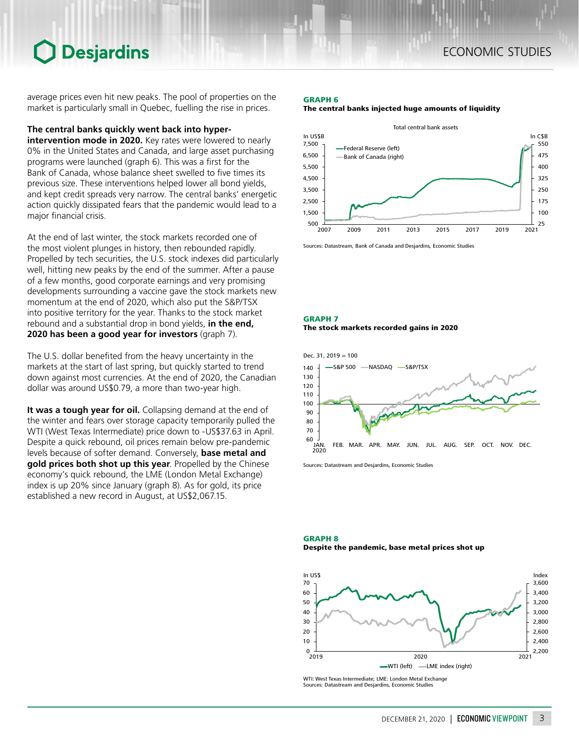average prices even hit new peaks. The pool of properties on the market is particularly small in Quebec, fuelling the rise in prices.

**The central banks quickly went back into hyper-intervention mode in 2020.** Key rates were lowered to nearly 0% in the United States and Canada, and large asset purchasing programs were launched (graph 6). This was a first for the Bank of Canada, whose balance sheet swelled to five times its previous size. These interventions helped lower all bond yields, and kept credit spreads very narrow. The central banks' energetic action quickly dissipated fears that the pandemic would lead to a major financial crisis.

At the end of last winter, the stock markets recorded one of the most violent plunges in history, then rebounded rapidly. Propelled by tech securities, the U.S. stock indexes did particularly well, hitting new peaks by the end of the summer. After a pause of a few months, good corporate earnings and very promising developments surrounding a vaccine gave the stock markets new momentum at the end of 2020, which also put the S&P/TSX into positive territory for the year. Thanks to the stock market rebound and a substantial drop in bond yields, **in the end, 2020 has been a good year for investors** (graph 7).

The U.S. dollar benefited from the heavy uncertainty in the markets at the start of last spring, but quickly started to trend down against most currencies. At the end of 2020, the Canadian dollar was around US$0.79, a more than two-year high.

**It was a tough year for oil.** Collapsing demand at the end of the winter and fears over storage capacity temporarily pulled the WTI (West Texas Intermediate) price down to -US$37.63 in April. Despite a quick rebound, oil prices remain below pre-pandemic levels because of softer demand. Conversely, **base metal and gold prices both shot up this year**. Propelled by the Chinese economy's quick rebound, the LME (London Metal Exchange) index is up 20% since January (graph 8). As for gold, its price established a new record in August, at US$2,067.15.

**GRAPH 6**
**The central banks injected huge amounts of liquidity**

Total central bank assets

In US$B
7,500
6,500
5,500
4,500
3,500
2,500
1,500
500

In C$B
550
475
400
325
250
175
100
25

2007 2009 2011 2013 2015 2017 2019 2021

Federal Reserve (left)
Bank of Canada (right)

Sources: Datastream, Bank of Canada and Desjardins, Economic Studies

**GRAPH 7**
**The stock markets recorded gains in 2020**

Dec. 31, 2019 = 100

140
130
120
110
100
90
80
70
60

JAN. 2020 FEB. MAR. APR. MAY. JUN. JUL. AUG. SEP. OCT. NOV. DEC.

S&P 500
NASDAQ
S&P/TSX

Sources: Datastream and Desjardins, Economic Studies

**GRAPH 8**
**Despite the pandemic, base metal prices shot up**

In US$
70
60
50
40
30
20
10
0

Index
3,600
3,400
3,200
3,000
2,800
2,600
2,400
2,200

2019 2020 2021

WTI (left)
LME index (right)

WTI: West Texas Intermediate; LME: London Metal Exchange
Sources: Datastream and Desjardins, Economic Studies